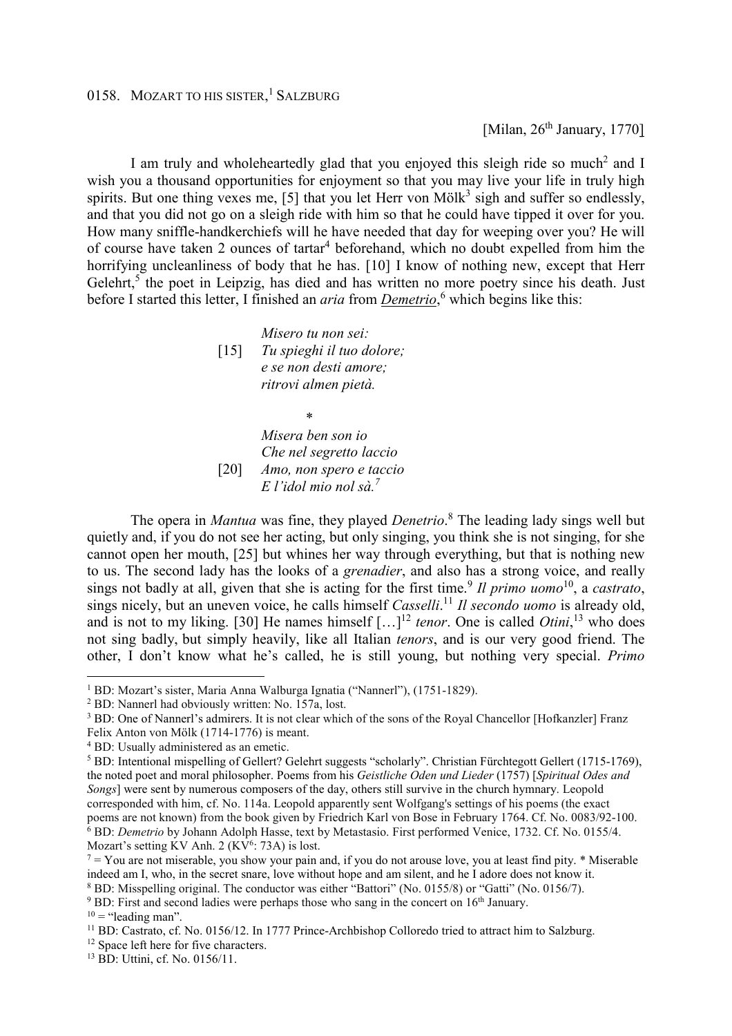0158. MOZART TO HIS SISTER,[1] SALZBURG

[Milan, 26th January, 1770]

I am truly and wholeheartedly glad that you enjoyed this sleigh ride so much[2] and I wish you a thousand opportunities for enjoyment so that you may live your life in truly high spirits. But one thing vexes me, [5] that you let Herr von Mölk[3] sigh and suffer so endlessly, and that you did not go on a sleigh ride with him so that he could have tipped it over for you. How many sniffle-handkerchiefs will he have needed that day for weeping over you? He will of course have taken 2 ounces of tartar[4] beforehand, which no doubt expelled from him the horrifying uncleanliness of body that he has. [10] I know of nothing new, except that Herr Gelehrt,[5] the poet in Leipzig, has died and has written no more poetry since his death. Just before I started this letter, I finished an *aria* from ***Demetrio***,[6] which begins like this:

*Misero tu non sei:*
[15] *Tu spieghi il tuo dolore;*
*e se non desti amore;*
*ritrovi almen pietà.*

\*

*Misera ben son io*
*Che nel segretto laccio*
[20] *Amo, non spero e taccio*
*E l'idol mio nol sà.*[7]

The opera in *Mantua* was fine, they played *Denetrio*.[8] The leading lady sings well but quietly and, if you do not see her acting, but only singing, you think she is not singing, for she cannot open her mouth, [25] but whines her way through everything, but that is nothing new to us. The second lady has the looks of a *grenadier*, and also has a strong voice, and really sings not badly at all, given that she is acting for the first time.[9] *Il primo uomo*[10], a *castrato*, sings nicely, but an uneven voice, he calls himself *Casselli*.[11] *Il secondo uomo* is already old, and is not to my liking. [30] He names himself […][12] *tenor*. One is called *Otini*,[13] who does not sing badly, but simply heavily, like all Italian *tenors*, and is our very good friend. The other, I don't know what he's called, he is still young, but nothing very special. *Primo*

---

[1] BD: Mozart's sister, Maria Anna Walburga Ignatia ("Nannerl"), (1751-1829).

[2] BD: Nannerl had obviously written: No. 157a, lost.

[3] BD: One of Nannerl's admirers. It is not clear which of the sons of the Royal Chancellor [Hofkanzler] Franz Felix Anton von Mölk (1714-1776) is meant.

[4] BD: Usually administered as an emetic.

[5] BD: Intentional mispelling of Gellert? Gelehrt suggests "scholarly". Christian Fürchtegott Gellert (1715-1769), the noted poet and moral philosopher. Poems from his *Geistliche Oden und Lieder* (1757) [*Spiritual Odes and Songs*] were sent by numerous composers of the day, others still survive in the church hymnary. Leopold corresponded with him, cf. No. 114a. Leopold apparently sent Wolfgang's settings of his poems (the exact poems are not known) from the book given by Friedrich Karl von Bose in February 1764. Cf. No. 0083/92-100.

[6] BD: *Demetrio* by Johann Adolph Hasse, text by Metastasio. First performed Venice, 1732. Cf. No. 0155/4. Mozart's setting KV Anh. 2 (KV6: 73A) is lost.

[7] = You are not miserable, you show your pain and, if you do not arouse love, you at least find pity. \* Miserable indeed am I, who, in the secret snare, love without hope and am silent, and he I adore does not know it.

[8] BD: Misspelling original. The conductor was either "Battori" (No. 0155/8) or "Gatti" (No. 0156/7).

[9] BD: First and second ladies were perhaps those who sang in the concert on 16th January.

[10] = "leading man".

[11] BD: Castrato, cf. No. 0156/12. In 1777 Prince-Archbishop Colloredo tried to attract him to Salzburg.

[12] Space left here for five characters.

[13] BD: Uttini, cf. No. 0156/11.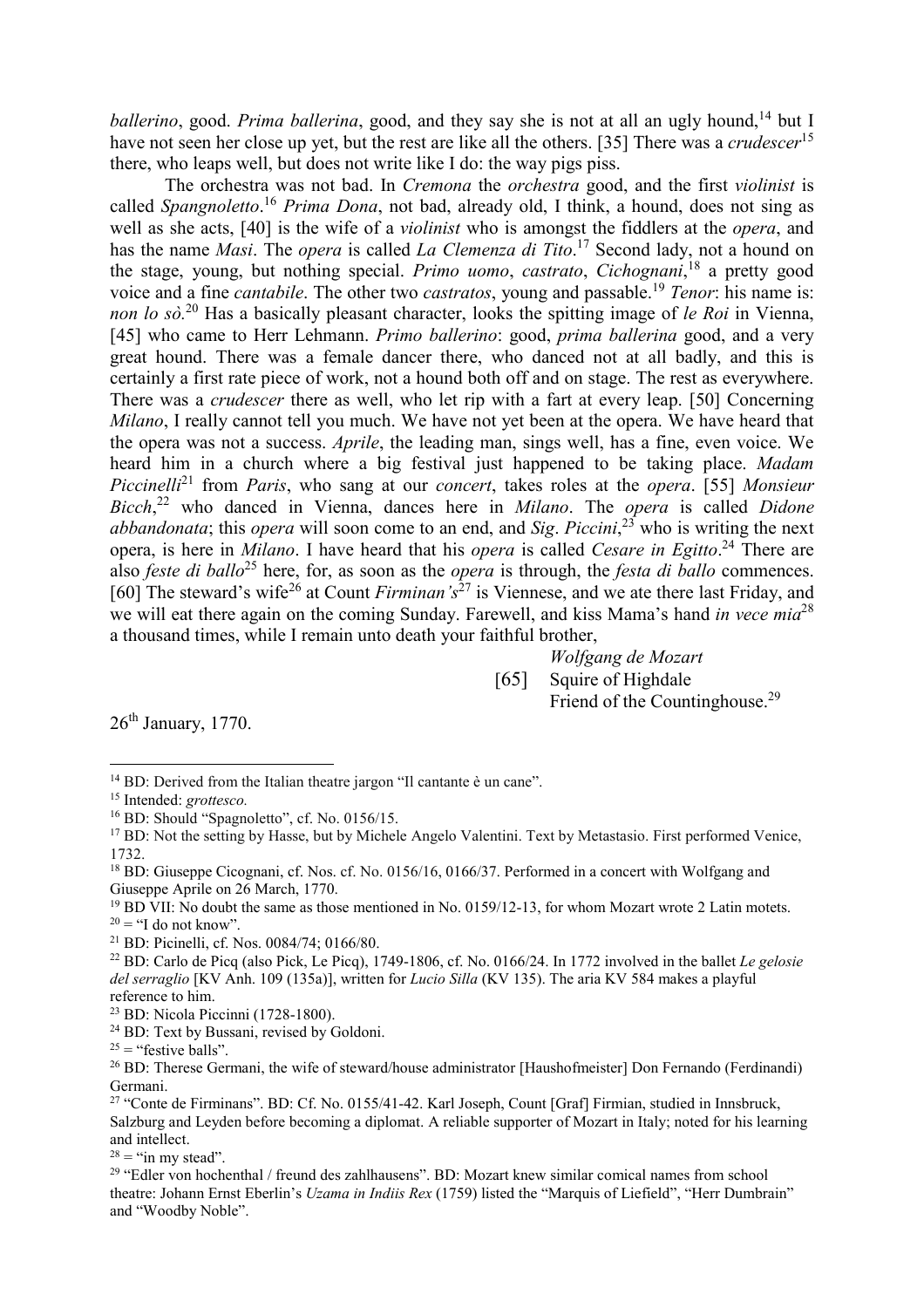*ballerino*, good. *Prima ballerina*, good, and they say she is not at all an ugly hound,[14] but I have not seen her close up yet, but the rest are like all the others. [35] There was a *crudescer*[15] there, who leaps well, but does not write like I do: the way pigs piss.

The orchestra was not bad. In *Cremona* the *orchestra* good, and the first *violinist* is called *Spangnoletto*.[16] *Prima Dona*, not bad, already old, I think, a hound, does not sing as well as she acts, [40] is the wife of a *violinist* who is amongst the fiddlers at the *opera*, and has the name *Masi*. The *opera* is called *La Clemenza di Tito*.[17] Second lady, not a hound on the stage, young, but nothing special. *Primo uomo*, *castrato*, *Cichognani*,[18] a pretty good voice and a fine *cantabile*. The other two *castratos*, young and passable.[19] *Tenor*: his name is: *non lo sò*.[20] Has a basically pleasant character, looks the spitting image of *le Roi* in Vienna, [45] who came to Herr Lehmann. *Primo ballerino*: good, *prima ballerina* good, and a very great hound. There was a female dancer there, who danced not at all badly, and this is certainly a first rate piece of work, not a hound both off and on stage. The rest as everywhere. There was a *crudescer* there as well, who let rip with a fart at every leap. [50] Concerning *Milano*, I really cannot tell you much. We have not yet been at the opera. We have heard that the opera was not a success. *Aprile*, the leading man, sings well, has a fine, even voice. We heard him in a church where a big festival just happened to be taking place. *Madam Piccinelli*[21] from *Paris*, who sang at our *concert*, takes roles at the *opera*. [55] *Monsieur Bicch*,[22] who danced in Vienna, dances here in *Milano*. The *opera* is called *Didone abbandonata*; this *opera* will soon come to an end, and *Sig*. *Piccini*,[23] who is writing the next opera, is here in *Milano*. I have heard that his *opera* is called *Cesare in Egitto*.[24] There are also *feste di ballo*[25] here, for, as soon as the *opera* is through, the *festa di ballo* commences. [60] The steward's wife[26] at Count *Firminan's*[27] is Viennese, and we ate there last Friday, and we will eat there again on the coming Sunday. Farewell, and kiss Mama's hand *in vece mia*[28] a thousand times, while I remain unto death your faithful brother,

*Wolfgang de Mozart*
[65] Squire of Highdale
Friend of the Countinghouse.[29]

26th January, 1770.

---

[14] BD: Derived from the Italian theatre jargon "Il cantante è un cane".
[15] Intended: *grottesco.*
[16] BD: Should "Spagnoletto", cf. No. 0156/15.
[17] BD: Not the setting by Hasse, but by Michele Angelo Valentini. Text by Metastasio. First performed Venice, 1732.
[18] BD: Giuseppe Cicognani, cf. Nos. cf. No. 0156/16, 0166/37. Performed in a concert with Wolfgang and Giuseppe Aprile on 26 March, 1770.
[19] BD VII: No doubt the same as those mentioned in No. 0159/12-13, for whom Mozart wrote 2 Latin motets.
[20] = "I do not know".
[21] BD: Picinelli, cf. Nos. 0084/74; 0166/80.
[22] BD: Carlo de Picq (also Pick, Le Picq), 1749-1806, cf. No. 0166/24. In 1772 involved in the ballet *Le gelosie del serraglio* [KV Anh. 109 (135a)], written for *Lucio Silla* (KV 135). The aria KV 584 makes a playful reference to him.
[23] BD: Nicola Piccinni (1728-1800).
[24] BD: Text by Bussani, revised by Goldoni.
[25] = "festive balls".
[26] BD: Therese Germani, the wife of steward/house administrator [Haushofmeister] Don Fernando (Ferdinandi) Germani.
[27] "Conte de Firminans". BD: Cf. No. 0155/41-42. Karl Joseph, Count [Graf] Firmian, studied in Innsbruck, Salzburg and Leyden before becoming a diplomat. A reliable supporter of Mozart in Italy; noted for his learning and intellect.
[28] = "in my stead".
[29] "Edler von hochenthal / freund des zahlhausens". BD: Mozart knew similar comical names from school theatre: Johann Ernst Eberlin's *Uzama in Indiis Rex* (1759) listed the "Marquis of Liefield", "Herr Dumbrain" and "Woodby Noble".